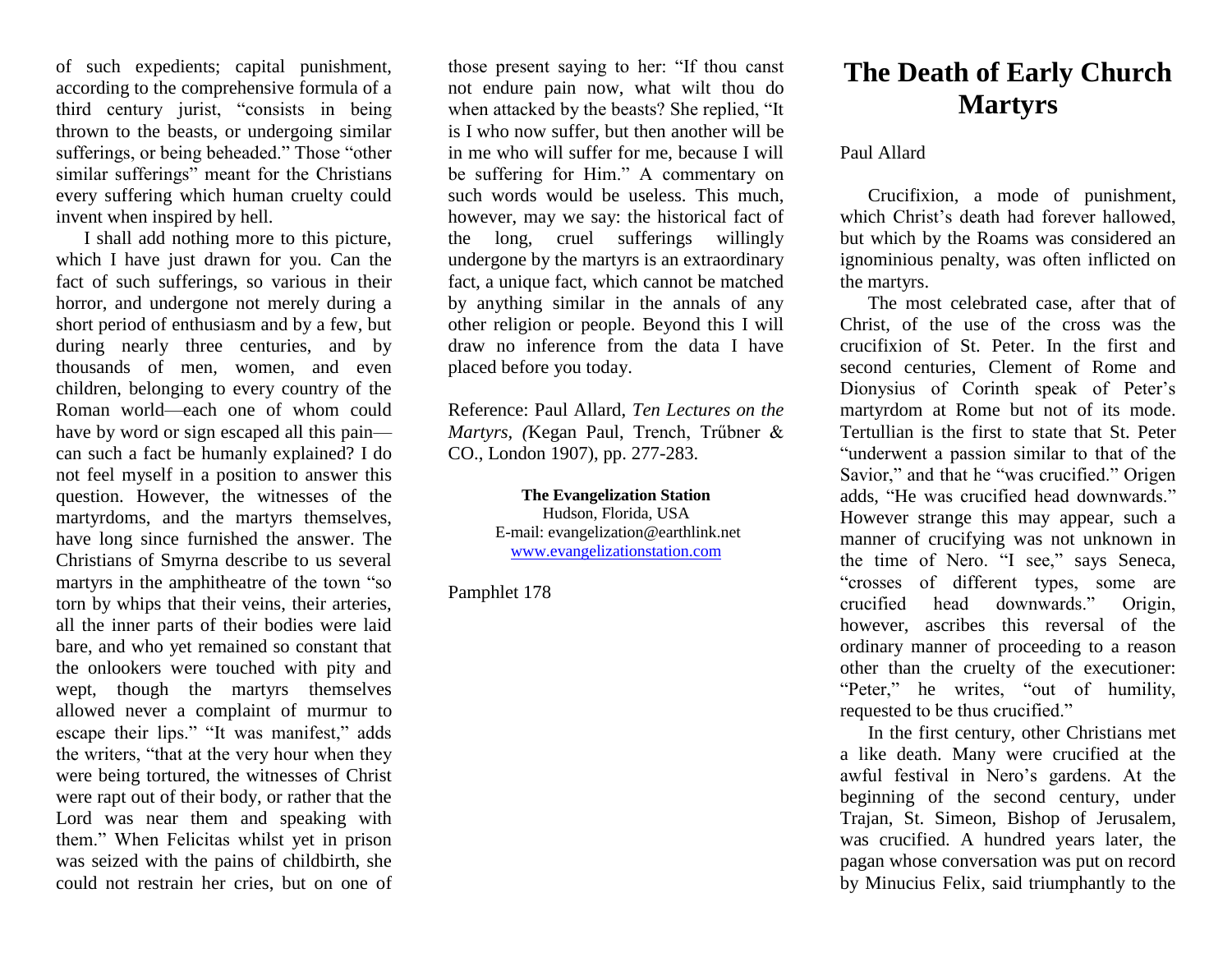# The Death of Early Church Martyrs

Paul Allard

Crucifixion, a mode of punishment, which Christ's death had forever hallowed, but which by the Roams was considered an ignominious penalty, was often inflicted on the martyrs.

The most celebrated case, after that of Christ, of the use of the cross was the crucifixion of St. Peter. In the first and second centuries, Clement of Rome and Dionysius of Corinth speak of Peter's martyrdom at Rome but not of its mode. Tertullian is the first to state that St. Peter "underwent a passion similar to that of the Savior," and that he "was crucified." Origen adds, "He was crucified head downwards." However strange this may appear, such a manner of crucifying was not unknown in the time of Nero. "I see," says Seneca, "crosses of different types, some are crucified head downwards." Origin, however, ascribes this reversal of the ordinary manner of proceeding to a reason other than the cruelty of the executioner: "Peter," he writes, "out of humility, requested to be thus crucified."

In the first century, other Christians met a like death. Many were crucified at the awful festival in Nero's gardens. At the beginning of the second century, under Trajan, St. Simeon, Bishop of Jerusalem, was crucified. A hundred years later, the pagan whose conversation was put on record by Minucius Felix, said triumphantly to the

of such expedients; capital punishment, according to the comprehensive formula of a third century jurist, "consists in being thrown to the beasts, or undergoing similar sufferings, or being beheaded." Those "other similar sufferings" meant for the Christians every suffering which human cruelty could invent when inspired by hell.

I shall add nothing more to this picture, which I have just drawn for you. Can the fact of such sufferings, so various in their horror, and undergone not merely during a short period of enthusiasm and by a few, but during nearly three centuries, and by thousands of men, women, and even children, belonging to every country of the Roman world—each one of whom could have by word or sign escaped all this pain—can such a fact be humanly explained? I do not feel myself in a position to answer this question. However, the witnesses of the martyrdoms, and the martyrs themselves, have long since furnished the answer. The Christians of Smyrna describe to us several martyrs in the amphitheatre of the town "so torn by whips that their veins, their arteries, all the inner parts of their bodies were laid bare, and who yet remained so constant that the onlookers were touched with pity and wept, though the martyrs themselves allowed never a complaint of murmur to escape their lips." "It was manifest," adds the writers, "that at the very hour when they were being tortured, the witnesses of Christ were rapt out of their body, or rather that the Lord was near them and speaking with them." When Felicitas whilst yet in prison was seized with the pains of childbirth, she could not restrain her cries, but on one of those present saying to her: "If thou canst not endure pain now, what wilt thou do when attacked by the beasts? She replied, "It is I who now suffer, but then another will be in me who will suffer for me, because I will be suffering for Him." A commentary on such words would be useless. This much, however, may we say: the historical fact of the long, cruel sufferings willingly undergone by the martyrs is an extraordinary fact, a unique fact, which cannot be matched by anything similar in the annals of any other religion or people. Beyond this I will draw no inference from the data I have placed before you today.

Reference: Paul Allard, *Ten Lectures on the Martyrs, (*Kegan Paul, Trench, Trűbner & CO., London 1907), pp. 277-283.

**The Evangelization Station**
Hudson, Florida, USA
E-mail: evangelization@earthlink.net
www.evangelizationstation.com

Pamphlet 178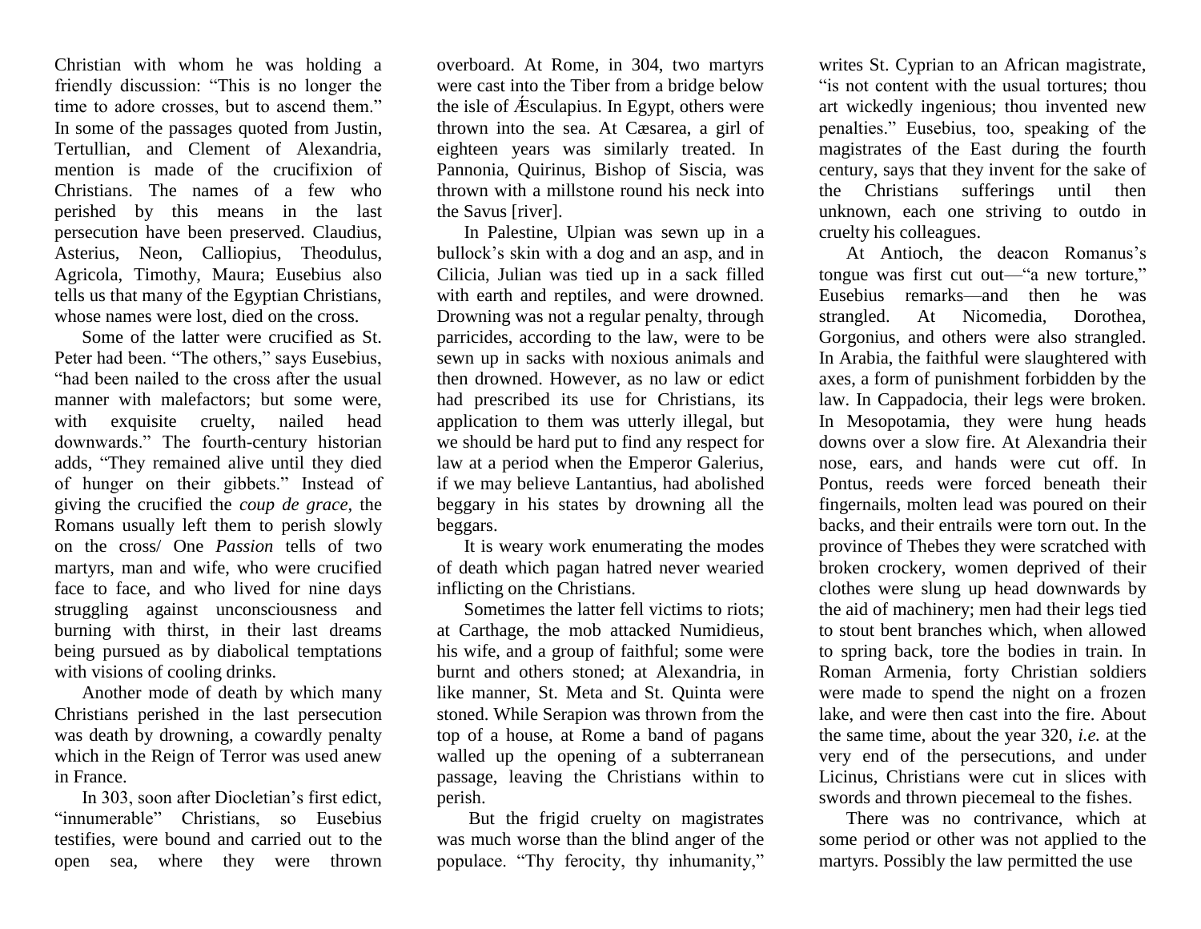Christian with whom he was holding a friendly discussion: "This is no longer the time to adore crosses, but to ascend them." In some of the passages quoted from Justin, Tertullian, and Clement of Alexandria, mention is made of the crucifixion of Christians. The names of a few who perished by this means in the last persecution have been preserved. Claudius, Asterius, Neon, Calliopius, Theodulus, Agricola, Timothy, Maura; Eusebius also tells us that many of the Egyptian Christians, whose names were lost, died on the cross.

Some of the latter were crucified as St. Peter had been. "The others," says Eusebius, "had been nailed to the cross after the usual manner with malefactors; but some were, with exquisite cruelty, nailed head downwards." The fourth-century historian adds, "They remained alive until they died of hunger on their gibbets." Instead of giving the crucified the *coup de grace*, the Romans usually left them to perish slowly on the cross/ One *Passion* tells of two martyrs, man and wife, who were crucified face to face, and who lived for nine days struggling against unconsciousness and burning with thirst, in their last dreams being pursued as by diabolical temptations with visions of cooling drinks.

Another mode of death by which many Christians perished in the last persecution was death by drowning, a cowardly penalty which in the Reign of Terror was used anew in France.

In 303, soon after Diocletian's first edict, "innumerable" Christians, so Eusebius testifies, were bound and carried out to the open sea, where they were thrown overboard. At Rome, in 304, two martyrs were cast into the Tiber from a bridge below the isle of Ǽsculapius. In Egypt, others were thrown into the sea. At Cæsarea, a girl of eighteen years was similarly treated. In Pannonia, Quirinus, Bishop of Siscia, was thrown with a millstone round his neck into the Savus [river].

In Palestine, Ulpian was sewn up in a bullock's skin with a dog and an asp, and in Cilicia, Julian was tied up in a sack filled with earth and reptiles, and were drowned. Drowning was not a regular penalty, through parricides, according to the law, were to be sewn up in sacks with noxious animals and then drowned. However, as no law or edict had prescribed its use for Christians, its application to them was utterly illegal, but we should be hard put to find any respect for law at a period when the Emperor Galerius, if we may believe Lantantius, had abolished beggary in his states by drowning all the beggars.

It is weary work enumerating the modes of death which pagan hatred never wearied inflicting on the Christians.

Sometimes the latter fell victims to riots; at Carthage, the mob attacked Numidieus, his wife, and a group of faithful; some were burnt and others stoned; at Alexandria, in like manner, St. Meta and St. Quinta were stoned. While Serapion was thrown from the top of a house, at Rome a band of pagans walled up the opening of a subterranean passage, leaving the Christians within to perish.

But the frigid cruelty on magistrates was much worse than the blind anger of the populace. "Thy ferocity, thy inhumanity," writes St. Cyprian to an African magistrate, "is not content with the usual tortures; thou art wickedly ingenious; thou invented new penalties." Eusebius, too, speaking of the magistrates of the East during the fourth century, says that they invent for the sake of the Christians sufferings until then unknown, each one striving to outdo in cruelty his colleagues.

At Antioch, the deacon Romanus's tongue was first cut out—"a new torture," Eusebius remarks—and then he was strangled. At Nicomedia, Dorothea, Gorgonius, and others were also strangled. In Arabia, the faithful were slaughtered with axes, a form of punishment forbidden by the law. In Cappadocia, their legs were broken. In Mesopotamia, they were hung heads downs over a slow fire. At Alexandria their nose, ears, and hands were cut off. In Pontus, reeds were forced beneath their fingernails, molten lead was poured on their backs, and their entrails were torn out. In the province of Thebes they were scratched with broken crockery, women deprived of their clothes were slung up head downwards by the aid of machinery; men had their legs tied to stout bent branches which, when allowed to spring back, tore the bodies in train. In Roman Armenia, forty Christian soldiers were made to spend the night on a frozen lake, and were then cast into the fire. About the same time, about the year 320, *i.e.* at the very end of the persecutions, and under Licinus, Christians were cut in slices with swords and thrown piecemeal to the fishes.

There was no contrivance, which at some period or other was not applied to the martyrs. Possibly the law permitted the use